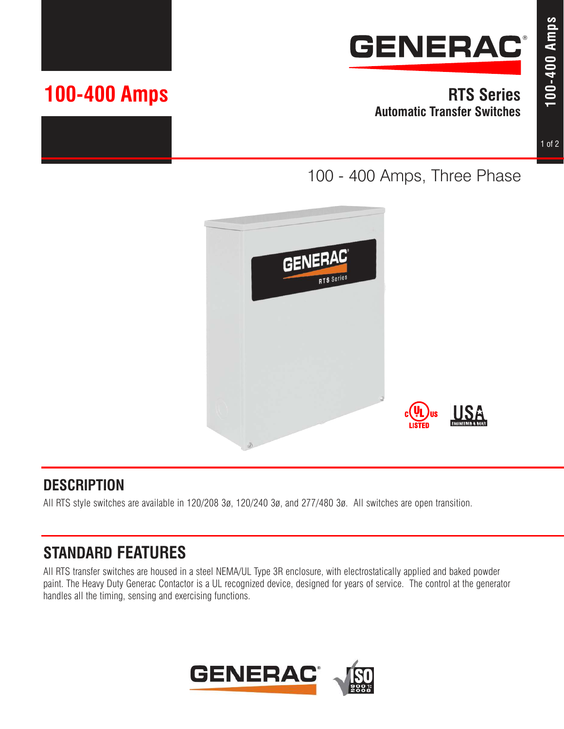# 100-400 Amps

## RTS Series
**Automatic Transfer Switches**

100 - 400 Amps, Three Phase

## DESCRIPTION

All RTS style switches are available in 120/208 3ø, 120/240 3ø, and 277/480 3ø. All switches are open transition.

## STANDARD FEATURES

All RTS transfer switches are housed in a steel NEMA/UL Type 3R enclosure, with electrostatically applied and baked powder paint. The Heavy Duty Generac Contactor is a UL recognized device, designed for years of service. The control at the generator handles all the timing, sensing and exercising functions.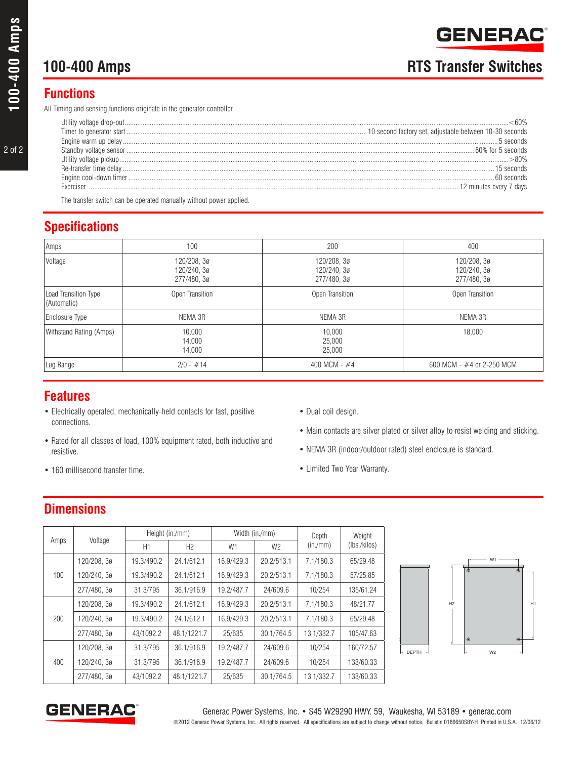# 100-400 Amps

# RTS Transfer Switches

## Functions

All Timing and sensing functions originate in the generator controller

- Utility voltage drop-out .......... <60%
- Timer to generator start .......... 10 second factory set, adjustable between 10-30 seconds
- Engine warm up delay .......... 5 seconds
- Standby voltage sensor .......... 60% for 5 seconds
- Utility voltage pickup .......... >80%
- Re-transfer time delay .......... 15 seconds
- Engine cool-down timer .......... 60 seconds
- Exerciser .......... 12 minutes every 7 days

The transfer switch can be operated manually without power applied.

## Specifications

| Amps | 100 | 200 | 400 |
|---|---|---|---|
| Voltage | 120/208, 3ø<br>120/240, 3ø<br>277/480, 3ø | 120/208, 3ø<br>120/240, 3ø<br>277/480, 3ø | 120/208, 3ø<br>120/240, 3ø<br>277/480, 3ø |
| Load Transition Type (Automatic) | Open Transition | Open Transition | Open Transition |
| Enclosure Type | NEMA 3R | NEMA 3R | NEMA 3R |
| Withstand Rating (Amps) | 10,000<br>14,000<br>14,000 | 10,000<br>25,000<br>25,000 | 18,000 |
| Lug Range | 2/0 - #14 | 400 MCM - #4 | 600 MCM - #4 or 2-250 MCM |

## Features

- Electrically operated, mechanically-held contacts for fast, positive connections.
- Rated for all classes of load, 100% equipment rated, both inductive and resistive.
- 160 millisecond transfer time.
- Dual coil design.
- Main contacts are silver plated or silver alloy to resist welding and sticking.
- NEMA 3R (indoor/outdoor rated) steel enclosure is standard.
- Limited Two Year Warranty.

## Dimensions

| Amps | Voltage | Height (in./mm) | | Width (in./mm) | | Depth (in./mm) | Weight (lbs./kilos) |
|---|---|---|---|---|---|---|---|
| | | H1 | H2 | W1 | W2 | | |
| 100 | 120/208, 3ø | 19.3/490.2 | 24.1/612.1 | 16.9/429.3 | 20.2/513.1 | 7.1/180.3 | 65/29.48 |
| | 120/240, 3ø | 19.3/490.2 | 24.1/612.1 | 16.9/429.3 | 20.2/513.1 | 7.1/180.3 | 57/25.85 |
| | 277/480, 3ø | 31.3/795 | 36.1/916.9 | 19.2/487.7 | 24/609.6 | 10/254 | 135/61.24 |
| 200 | 120/208, 3ø | 19.3/490.2 | 24.1/612.1 | 16.9/429.3 | 20.2/513.1 | 7.1/180.3 | 48/21.77 |
| | 120/240, 3ø | 19.3/490.2 | 24.1/612.1 | 16.9/429.3 | 20.2/513.1 | 7.1/180.3 | 65/29.48 |
| | 277/480, 3ø | 43/1092.2 | 48.1/1221.7 | 25/635 | 30.1/764.5 | 13.1/332.7 | 105/47.63 |
| 400 | 120/208, 3ø | 31.3/795 | 36.1/916.9 | 19.2/487.7 | 24/609.6 | 10/254 | 160/72.57 |
| | 120/240, 3ø | 31.3/795 | 36.1/916.9 | 19.2/487.7 | 24/609.6 | 10/254 | 133/60.33 |
| | 277/480, 3ø | 43/1092.2 | 48.1/1221.7 | 25/635 | 30.1/764.5 | 13.1/332.7 | 133/60.33 |

DEPTH
W1
H2
H1
W2

Generac Power Systems, Inc. • S45 W29290 HWY. 59, Waukesha, WI 53189 • generac.com

©2012 Generac Power Systems, Inc. All rights reserved. All specifications are subject to change without notice. Bulletin 0186650SBY-H Printed in U.S.A. 12/06/12